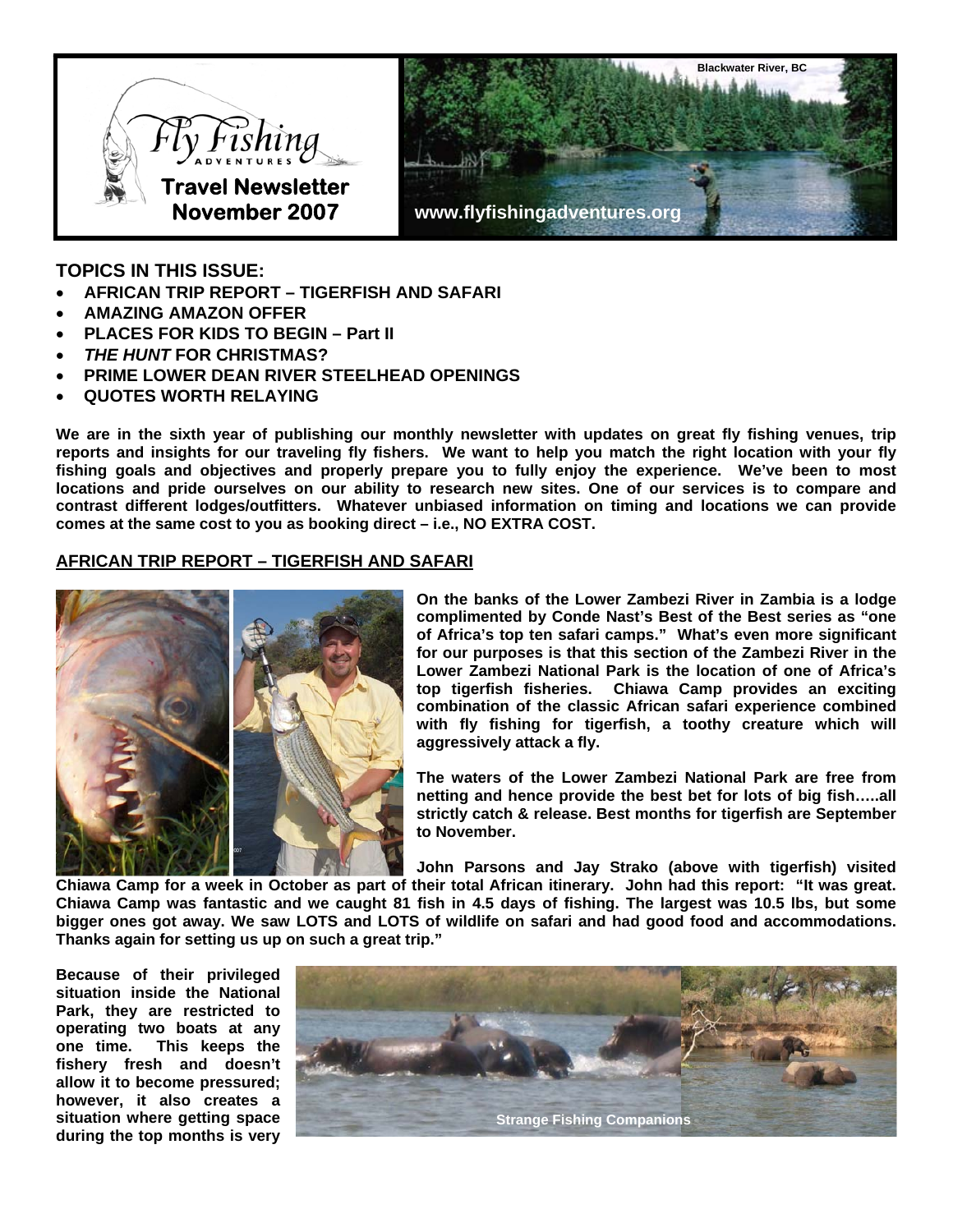Fly Fishing Adventures

**Travel Newsletter**
**November 2007**

Blackwater River, BC

www.flyfishingadventures.org

### TOPICS IN THIS ISSUE:

- **AFRICAN TRIP REPORT – TIGERFISH AND SAFARI**
- **AMAZING AMAZON OFFER**
- **PLACES FOR KIDS TO BEGIN – Part II**
- ***THE HUNT* FOR CHRISTMAS?**
- **PRIME LOWER DEAN RIVER STEELHEAD OPENINGS**
- **QUOTES WORTH RELAYING**

**We are in the sixth year of publishing our monthly newsletter with updates on great fly fishing venues, trip reports and insights for our traveling fly fishers. We want to help you match the right location with your fly fishing goals and objectives and properly prepare you to fully enjoy the experience. We've been to most locations and pride ourselves on our ability to research new sites. One of our services is to compare and contrast different lodges/outfitters. Whatever unbiased information on timing and locations we can provide comes at the same cost to you as booking direct – i.e., NO EXTRA COST.**

## AFRICAN TRIP REPORT – TIGERFISH AND SAFARI

**On the banks of the Lower Zambezi River in Zambia is a lodge complimented by Conde Nast's Best of the Best series as "one of Africa's top ten safari camps." What's even more significant for our purposes is that this section of the Zambezi River in the Lower Zambezi National Park is the location of one of Africa's top tigerfish fisheries. Chiawa Camp provides an exciting combination of the classic African safari experience combined with fly fishing for tigerfish, a toothy creature which will aggressively attack a fly.**

**The waters of the Lower Zambezi National Park are free from netting and hence provide the best bet for lots of big fish…..all strictly catch & release. Best months for tigerfish are September to November.**

**John Parsons and Jay Strako (above with tigerfish) visited Chiawa Camp for a week in October as part of their total African itinerary. John had this report: "It was great. Chiawa Camp was fantastic and we caught 81 fish in 4.5 days of fishing. The largest was 10.5 lbs, but some bigger ones got away. We saw LOTS and LOTS of wildlife on safari and had good food and accommodations. Thanks again for setting us up on such a great trip."**

**Because of their privileged situation inside the National Park, they are restricted to operating two boats at any one time. This keeps the fishery fresh and doesn't allow it to become pressured; however, it also creates a situation where getting space during the top months is very**

Strange Fishing Companions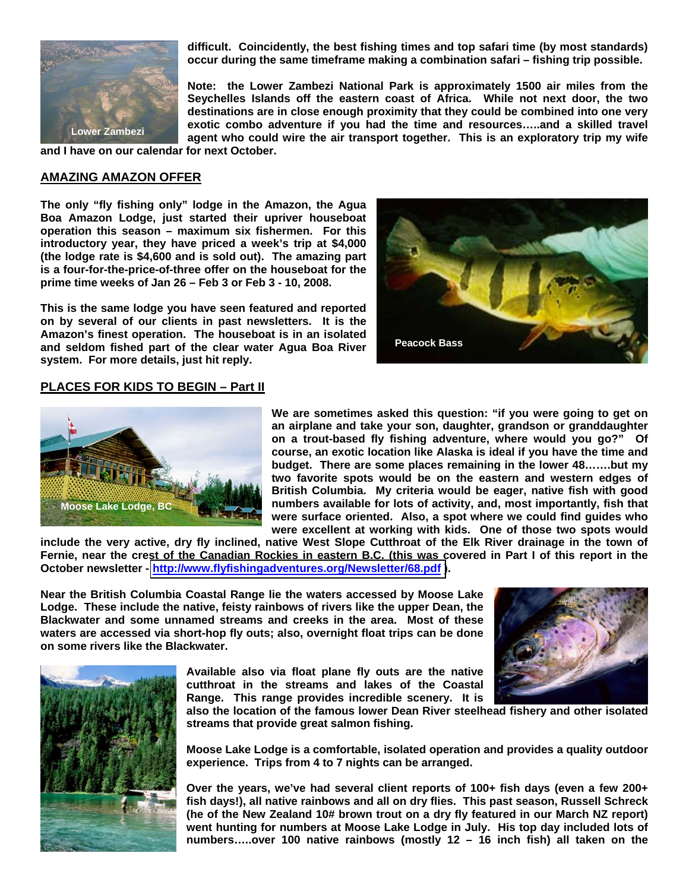**difficult. Coincidently, the best fishing times and top safari time (by most standards) occur during the same timeframe making a combination safari – fishing trip possible.**

Lower Zambezi

**Note: the Lower Zambezi National Park is approximately 1500 air miles from the Seychelles Islands off the eastern coast of Africa. While not next door, the two destinations are in close enough proximity that they could be combined into one very exotic combo adventure if you had the time and resources…..and a skilled travel agent who could wire the air transport together. This is an exploratory trip my wife and I have on our calendar for next October.**

## AMAZING AMAZON OFFER

**The only "fly fishing only" lodge in the Amazon, the Agua Boa Amazon Lodge, just started their upriver houseboat operation this season – maximum six fishermen. For this introductory year, they have priced a week's trip at $4,000 (the lodge rate is $4,600 and is sold out). The amazing part is a four-for-the-price-of-three offer on the houseboat for the prime time weeks of Jan 26 – Feb 3 or Feb 3 - 10, 2008.**

**This is the same lodge you have seen featured and reported on by several of our clients in past newsletters. It is the Amazon's finest operation. The houseboat is in an isolated and seldom fished part of the clear water Agua Boa River system. For more details, just hit reply.**

Peacock Bass

## PLACES FOR KIDS TO BEGIN – Part II

Moose Lake Lodge, BC

**We are sometimes asked this question: "if you were going to get on an airplane and take your son, daughter, grandson or granddaughter on a trout-based fly fishing adventure, where would you go?" Of course, an exotic location like Alaska is ideal if you have the time and budget. There are some places remaining in the lower 48…….but my two favorite spots would be on the eastern and western edges of British Columbia. My criteria would be eager, native fish with good numbers available for lots of activity, and, most importantly, fish that were surface oriented. Also, a spot where we could find guides who were excellent at working with kids. One of those two spots would include the very active, dry fly inclined, native West Slope Cutthroat of the Elk River drainage in the town of Fernie, near the crest of the Canadian Rockies in eastern B.C. (this was covered in Part I of this report in the October newsletter - http://www.flyfishingadventures.org/Newsletter/68.pdf ).**

**Near the British Columbia Coastal Range lie the waters accessed by Moose Lake Lodge. These include the native, feisty rainbows of rivers like the upper Dean, the Blackwater and some unnamed streams and creeks in the area. Most of these waters are accessed via short-hop fly outs; also, overnight float trips can be done on some rivers like the Blackwater.**

**Available also via float plane fly outs are the native cutthroat in the streams and lakes of the Coastal Range. This range provides incredible scenery. It is also the location of the famous lower Dean River steelhead fishery and other isolated streams that provide great salmon fishing.**

**Moose Lake Lodge is a comfortable, isolated operation and provides a quality outdoor experience. Trips from 4 to 7 nights can be arranged.**

**Over the years, we've had several client reports of 100+ fish days (even a few 200+ fish days!), all native rainbows and all on dry flies. This past season, Russell Schreck (he of the New Zealand 10# brown trout on a dry fly featured in our March NZ report) went hunting for numbers at Moose Lake Lodge in July. His top day included lots of numbers…..over 100 native rainbows (mostly 12 – 16 inch fish) all taken on the**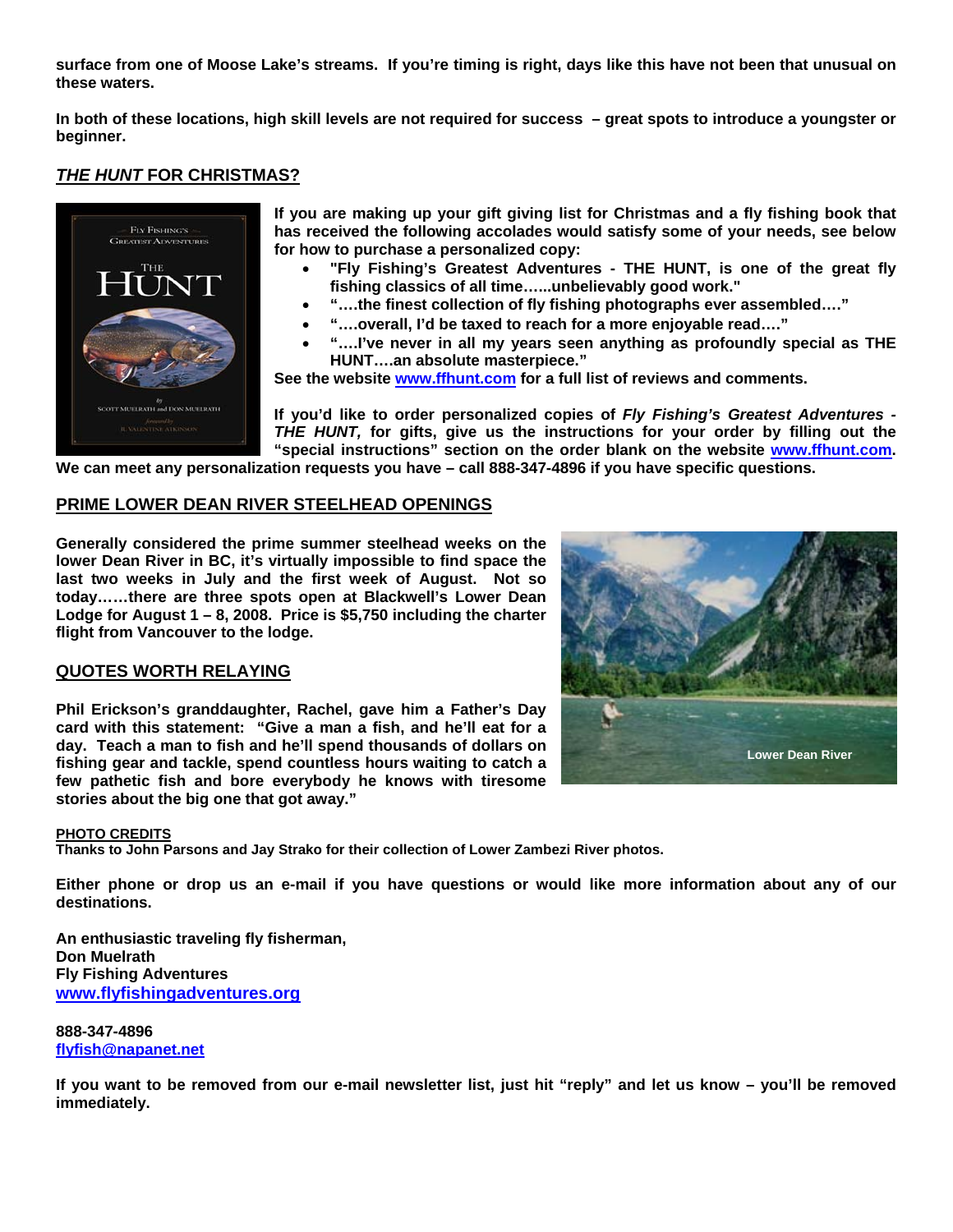**surface from one of Moose Lake's streams. If you're timing is right, days like this have not been that unusual on these waters.**

**In both of these locations, high skill levels are not required for success – great spots to introduce a youngster or beginner.**

## *THE HUNT* FOR CHRISTMAS?

**If you are making up your gift giving list for Christmas and a fly fishing book that has received the following accolades would satisfy some of your needs, see below for how to purchase a personalized copy:**

- **"Fly Fishing's Greatest Adventures - THE HUNT, is one of the great fly fishing classics of all time…...unbelievably good work."**
- **"….the finest collection of fly fishing photographs ever assembled…."**
- **"….overall, I'd be taxed to reach for a more enjoyable read…."**
- **"….I've never in all my years seen anything as profoundly special as THE HUNT….an absolute masterpiece."**

**See the website www.ffhunt.com for a full list of reviews and comments.**

**If you'd like to order personalized copies of *Fly Fishing's Greatest Adventures - THE HUNT,* for gifts, give us the instructions for your order by filling out the "special instructions" section on the order blank on the website www.ffhunt.com. We can meet any personalization requests you have – call 888-347-4896 if you have specific questions.**

## PRIME LOWER DEAN RIVER STEELHEAD OPENINGS

**Generally considered the prime summer steelhead weeks on the lower Dean River in BC, it's virtually impossible to find space the last two weeks in July and the first week of August. Not so today……there are three spots open at Blackwell's Lower Dean Lodge for August 1 – 8, 2008. Price is $5,750 including the charter flight from Vancouver to the lodge.**

Lower Dean River

## QUOTES WORTH RELAYING

**Phil Erickson's granddaughter, Rachel, gave him a Father's Day card with this statement: "Give a man a fish, and he'll eat for a day. Teach a man to fish and he'll spend thousands of dollars on fishing gear and tackle, spend countless hours waiting to catch a few pathetic fish and bore everybody he knows with tiresome stories about the big one that got away."**

### PHOTO CREDITS

**Thanks to John Parsons and Jay Strako for their collection of Lower Zambezi River photos.**

**Either phone or drop us an e-mail if you have questions or would like more information about any of our destinations.**

**An enthusiastic traveling fly fisherman,**
**Don Muelrath**
**Fly Fishing Adventures**
**www.flyfishingadventures.org**

**888-347-4896**
**flyfish@napanet.net**

**If you want to be removed from our e-mail newsletter list, just hit "reply" and let us know – you'll be removed immediately.**